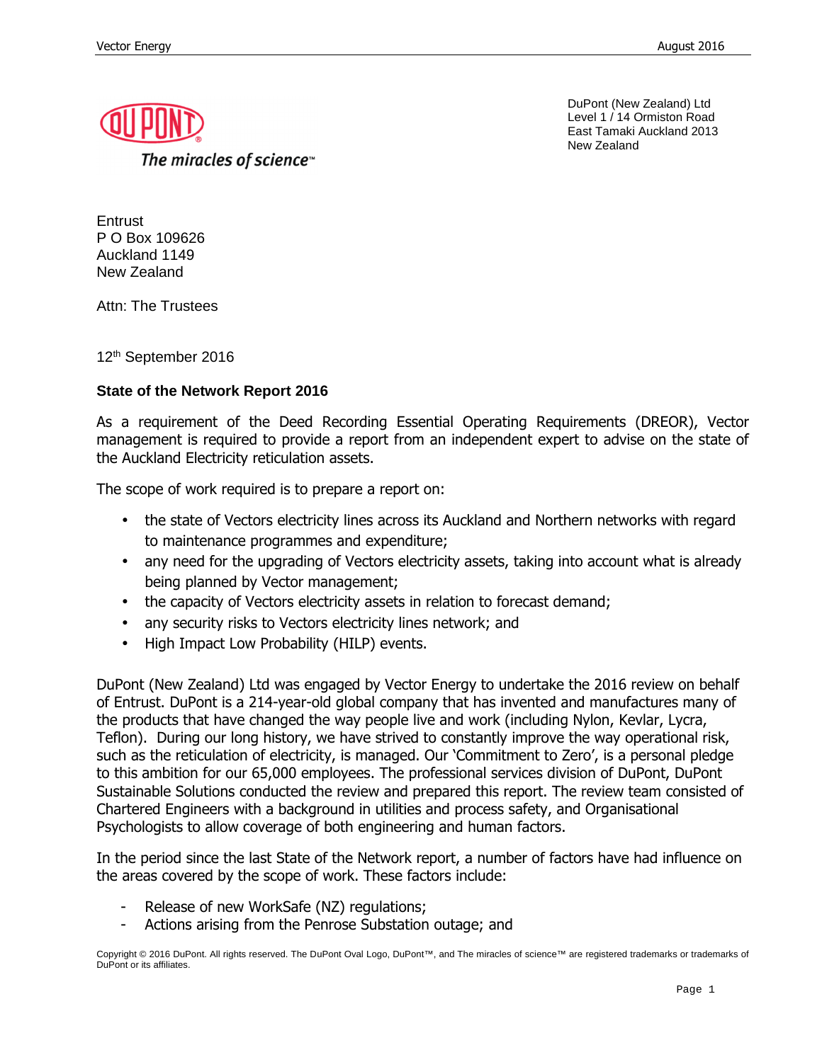DuPont (New Zealand) Ltd
Level 1 / 14 Ormiston Road
East Tamaki Auckland 2013
New Zealand

Entrust
P O Box 109626
Auckland 1149
New Zealand

Attn: The Trustees

12th September 2016

**State of the Network Report 2016**

As a requirement of the Deed Recording Essential Operating Requirements (DREOR), Vector management is required to provide a report from an independent expert to advise on the state of the Auckland Electricity reticulation assets.

The scope of work required is to prepare a report on:

- the state of Vectors electricity lines across its Auckland and Northern networks with regard to maintenance programmes and expenditure;
- any need for the upgrading of Vectors electricity assets, taking into account what is already being planned by Vector management;
- the capacity of Vectors electricity assets in relation to forecast demand;
- any security risks to Vectors electricity lines network; and
- High Impact Low Probability (HILP) events.

DuPont (New Zealand) Ltd was engaged by Vector Energy to undertake the 2016 review on behalf of Entrust. DuPont is a 214-year-old global company that has invented and manufactures many of the products that have changed the way people live and work (including Nylon, Kevlar, Lycra, Teflon). During our long history, we have strived to constantly improve the way operational risk, such as the reticulation of electricity, is managed. Our 'Commitment to Zero', is a personal pledge to this ambition for our 65,000 employees. The professional services division of DuPont, DuPont Sustainable Solutions conducted the review and prepared this report. The review team consisted of Chartered Engineers with a background in utilities and process safety, and Organisational Psychologists to allow coverage of both engineering and human factors.

In the period since the last State of the Network report, a number of factors have had influence on the areas covered by the scope of work. These factors include:

- Release of new WorkSafe (NZ) regulations;
- Actions arising from the Penrose Substation outage; and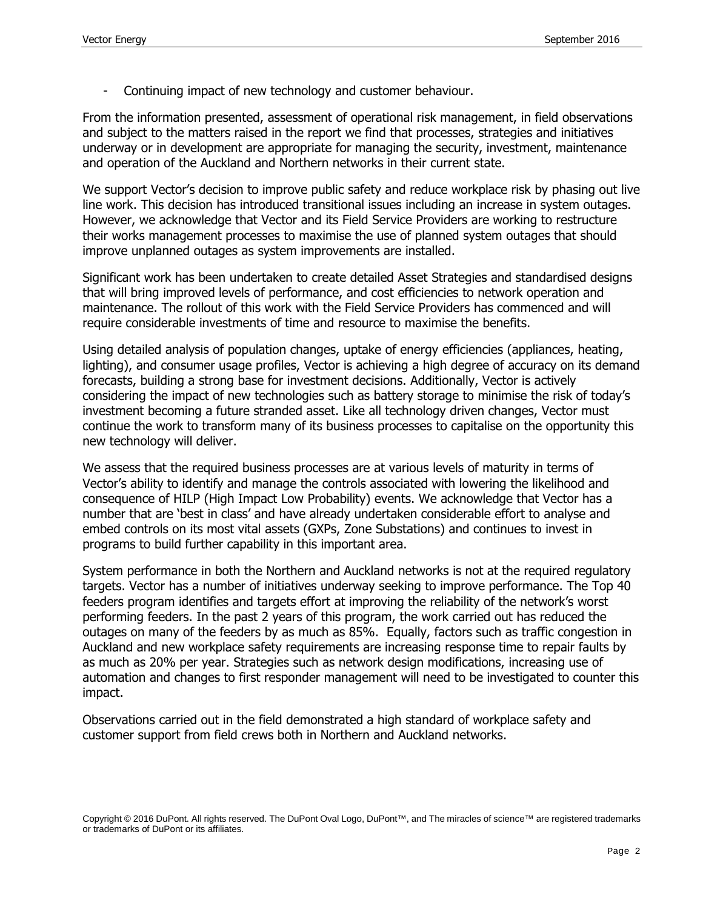- Continuing impact of new technology and customer behaviour.

From the information presented, assessment of operational risk management, in field observations and subject to the matters raised in the report we find that processes, strategies and initiatives underway or in development are appropriate for managing the security, investment, maintenance and operation of the Auckland and Northern networks in their current state.

We support Vector's decision to improve public safety and reduce workplace risk by phasing out live line work. This decision has introduced transitional issues including an increase in system outages. However, we acknowledge that Vector and its Field Service Providers are working to restructure their works management processes to maximise the use of planned system outages that should improve unplanned outages as system improvements are installed.

Significant work has been undertaken to create detailed Asset Strategies and standardised designs that will bring improved levels of performance, and cost efficiencies to network operation and maintenance. The rollout of this work with the Field Service Providers has commenced and will require considerable investments of time and resource to maximise the benefits.

Using detailed analysis of population changes, uptake of energy efficiencies (appliances, heating, lighting), and consumer usage profiles, Vector is achieving a high degree of accuracy on its demand forecasts, building a strong base for investment decisions. Additionally, Vector is actively considering the impact of new technologies such as battery storage to minimise the risk of today's investment becoming a future stranded asset. Like all technology driven changes, Vector must continue the work to transform many of its business processes to capitalise on the opportunity this new technology will deliver.

We assess that the required business processes are at various levels of maturity in terms of Vector's ability to identify and manage the controls associated with lowering the likelihood and consequence of HILP (High Impact Low Probability) events. We acknowledge that Vector has a number that are 'best in class' and have already undertaken considerable effort to analyse and embed controls on its most vital assets (GXPs, Zone Substations) and continues to invest in programs to build further capability in this important area.

System performance in both the Northern and Auckland networks is not at the required regulatory targets. Vector has a number of initiatives underway seeking to improve performance. The Top 40 feeders program identifies and targets effort at improving the reliability of the network's worst performing feeders. In the past 2 years of this program, the work carried out has reduced the outages on many of the feeders by as much as 85%. Equally, factors such as traffic congestion in Auckland and new workplace safety requirements are increasing response time to repair faults by as much as 20% per year. Strategies such as network design modifications, increasing use of automation and changes to first responder management will need to be investigated to counter this impact.

Observations carried out in the field demonstrated a high standard of workplace safety and customer support from field crews both in Northern and Auckland networks.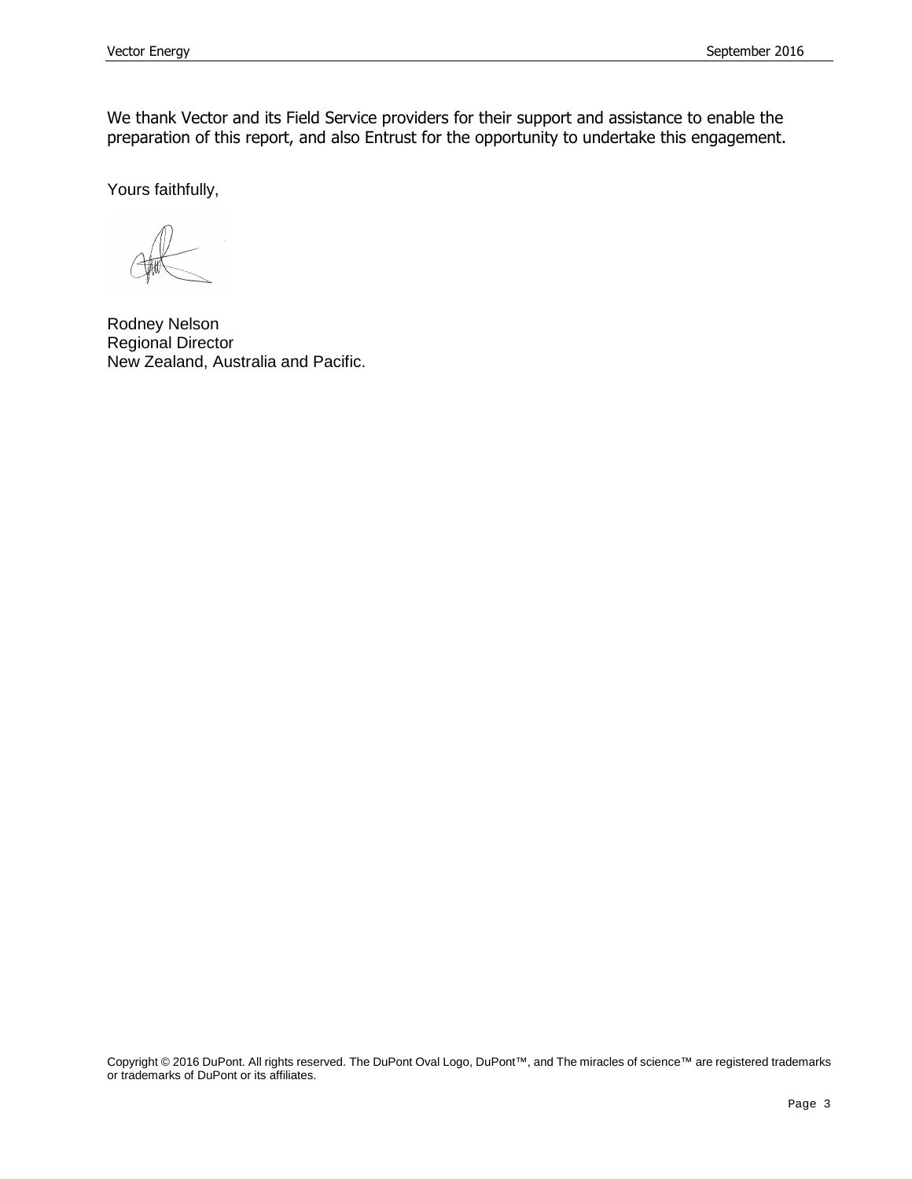We thank Vector and its Field Service providers for their support and assistance to enable the preparation of this report, and also Entrust for the opportunity to undertake this engagement.

Yours faithfully,

Rodney Nelson
Regional Director
New Zealand, Australia and Pacific.

Copyright © 2016 DuPont. All rights reserved. The DuPont Oval Logo, DuPont™, and The miracles of science™ are registered trademarks or trademarks of DuPont or its affiliates.